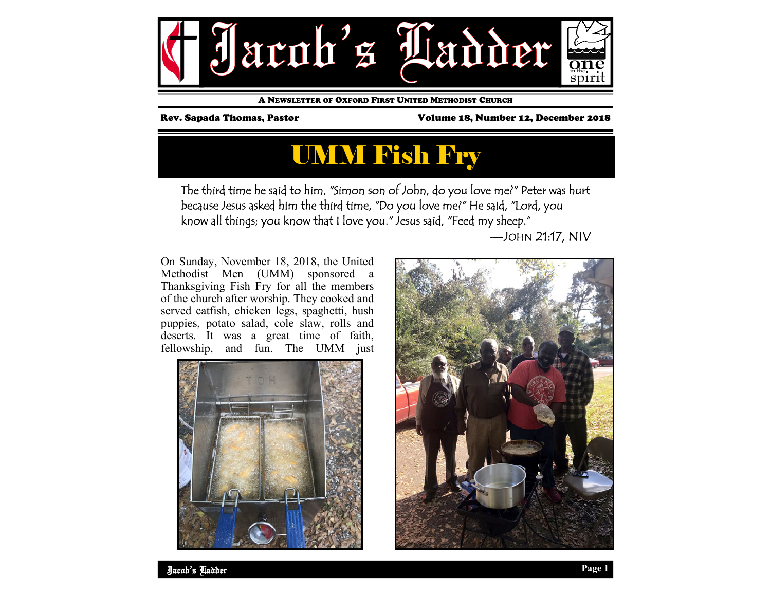# Jacob's Ladder

**A Newsletter of Oxford First United Methodist Church**

**Rev. Sapada Thomas, Pastor** — **Volume 18, Number 12, December 2018**

## UMM Fish Fry

The third time he said to him, "Simon son of John, do you love me?" Peter was hurt because Jesus asked him the third time, "Do you love me?" He said, "Lord, you know all things; you know that I love you." Jesus said, "Feed my sheep."

—John 21:17, NIV

On Sunday, November 18, 2018, the United Methodist Men (UMM) sponsored a Thanksgiving Fish Fry for all the members of the church after worship. They cooked and served catfish, chicken legs, spaghetti, hush puppies, potato salad, cole slaw, rolls and deserts. It was a great time of faith, fellowship, and fun. The UMM just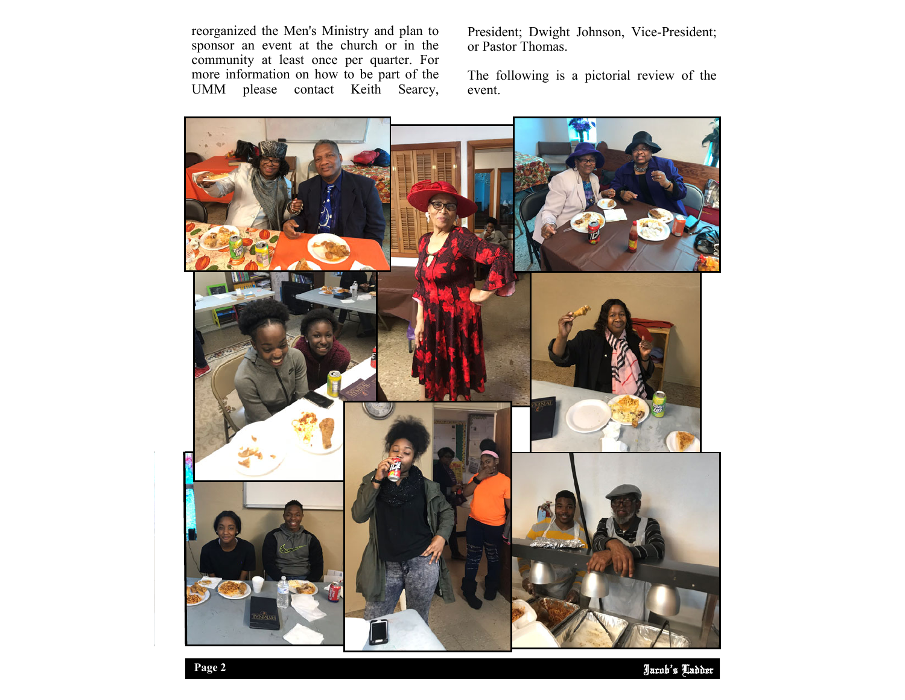reorganized the Men's Ministry and plan to sponsor an event at the church or in the community at least once per quarter. For more information on how to be part of the UMM please contact Keith Searcy, President; Dwight Johnson, Vice-President; or Pastor Thomas.

The following is a pictorial review of the event.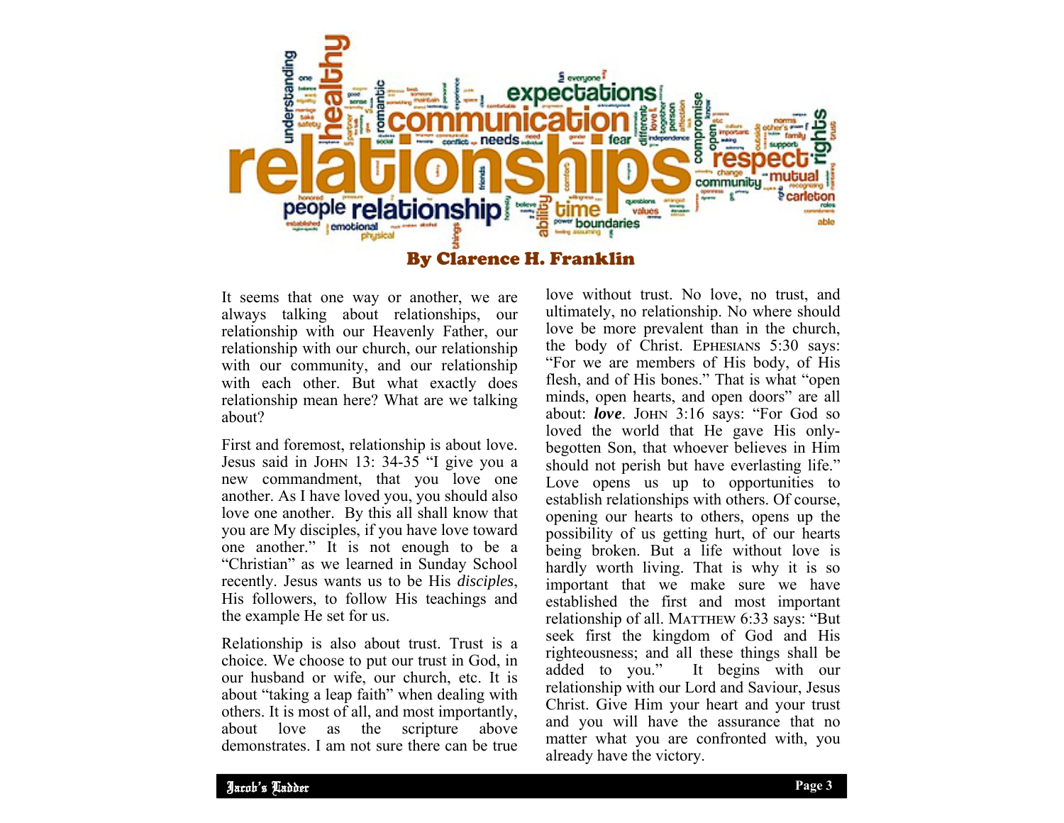By Clarence H. Franklin

It seems that one way or another, we are always talking about relationships, our relationship with our Heavenly Father, our relationship with our church, our relationship with our community, and our relationship with each other. But what exactly does relationship mean here? What are we talking about?

First and foremost, relationship is about love. Jesus said in JOHN 13: 34-35 "I give you a new commandment, that you love one another. As I have loved you, you should also love one another. By this all shall know that you are My disciples, if you have love toward one another." It is not enough to be a "Christian" as we learned in Sunday School recently. Jesus wants us to be His *disciples*, His followers, to follow His teachings and the example He set for us.

Relationship is also about trust. Trust is a choice. We choose to put our trust in God, in our husband or wife, our church, etc. It is about "taking a leap faith" when dealing with others. It is most of all, and most importantly, about love as the scripture above demonstrates. I am not sure there can be true love without trust. No love, no trust, and ultimately, no relationship. No where should love be more prevalent than in the church, the body of Christ. EPHESIANS 5:30 says: "For we are members of His body, of His flesh, and of His bones." That is what "open minds, open hearts, and open doors" are all about: ***love***. JOHN 3:16 says: "For God so loved the world that He gave His only-begotten Son, that whoever believes in Him should not perish but have everlasting life." Love opens us up to opportunities to establish relationships with others. Of course, opening our hearts to others, opens up the possibility of us getting hurt, of our hearts being broken. But a life without love is hardly worth living. That is why it is so important that we make sure we have established the first and most important relationship of all. MATTHEW 6:33 says: "But seek first the kingdom of God and His righteousness; and all these things shall be added to you." It begins with our relationship with our Lord and Saviour, Jesus Christ. Give Him your heart and your trust and you will have the assurance that no matter what you are confronted with, you already have the victory.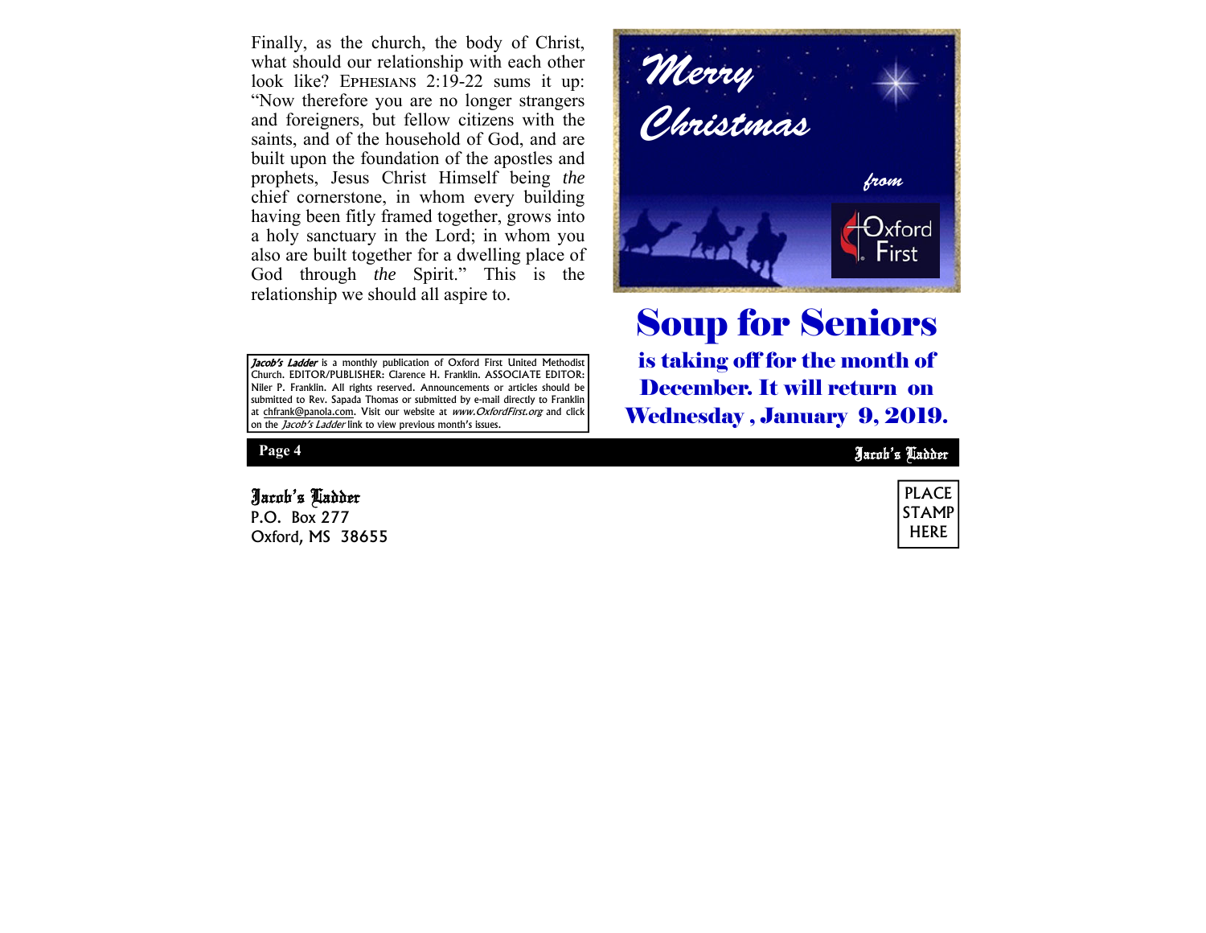Finally, as the church, the body of Christ, what should our relationship with each other look like? Ephesians 2:19-22 sums it up: "Now therefore you are no longer strangers and foreigners, but fellow citizens with the saints, and of the household of God, and are built upon the foundation of the apostles and prophets, Jesus Christ Himself being *the* chief cornerstone, in whom every building having been fitly framed together, grows into a holy sanctuary in the Lord; in whom you also are built together for a dwelling place of God through *the* Spirit." This is the relationship we should all aspire to.

Merry Christmas from Oxford First

# Soup for Seniors

**is taking off for the month of December. It will return on Wednesday , January 9, 2019.**

*Jacob's Ladder* is a monthly publication of Oxford First United Methodist Church. EDITOR/PUBLISHER: Clarence H. Franklin. ASSOCIATE EDITOR: Niler P. Franklin. All rights reserved. Announcements or articles should be submitted to Rev. Sapada Thomas or submitted by e-mail directly to Franklin at chfrank@panola.com. Visit our website at *www.OxfordFirst.org* and click on the *Jacob's Ladder* link to view previous month's issues.

Jacob's Ladder
P.O. Box 277
Oxford, MS 38655

PLACE STAMP HERE